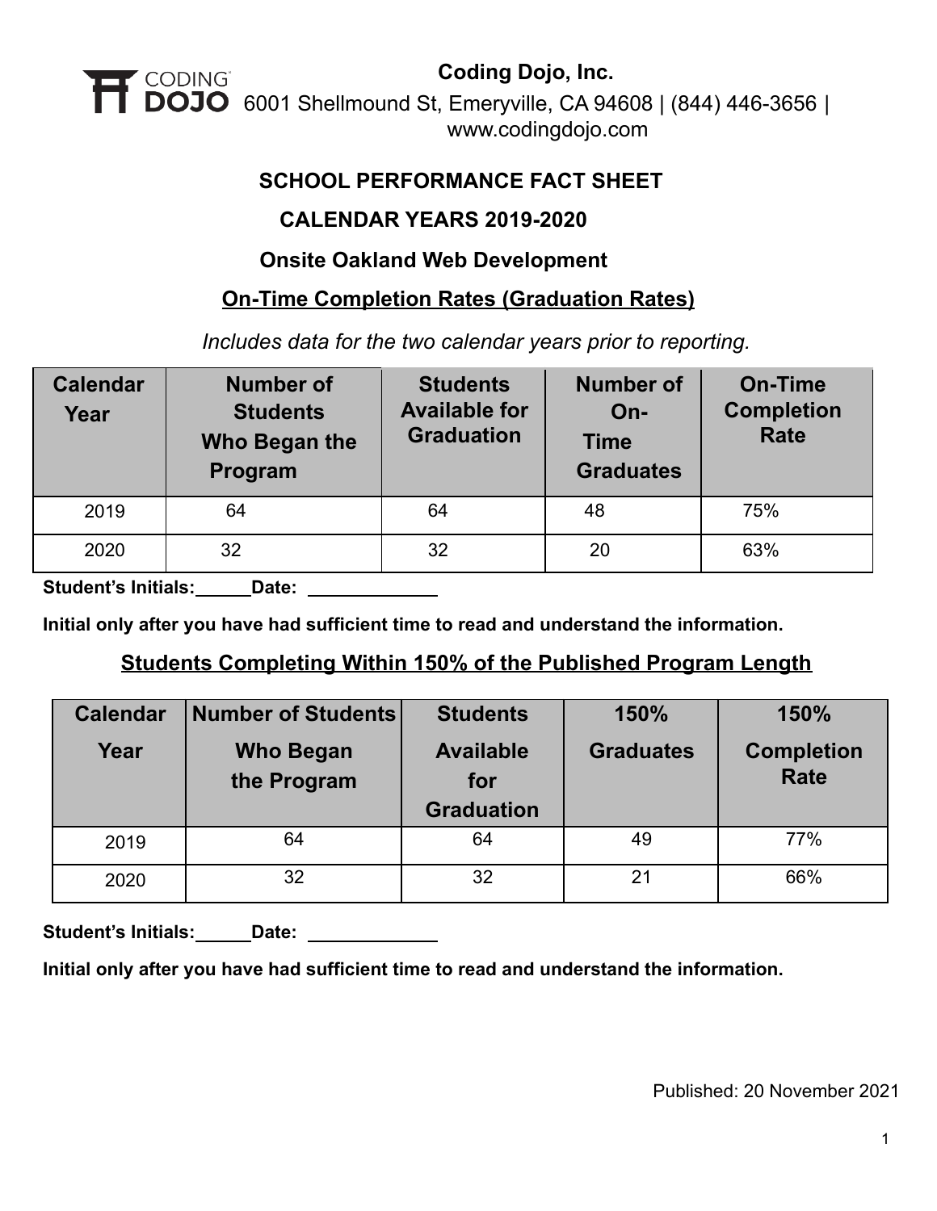**Coding Dojo, Inc.**

6001 Shellmound St, Emeryville, CA 94608 | (844) 446-3656 | www.codingdojo.com

## SCHOOL PERFORMANCE FACT SHEET

## CALENDAR YEARS 2019-2020

## Onsite Oakland Web Development

### On-Time Completion Rates (Graduation Rates)

*Includes data for the two calendar years prior to reporting.*

| Calendar Year | Number of Students Who Began the Program | Students Available for Graduation | Number of On-Time Graduates | On-Time Completion Rate |
|---|---|---|---|---|
| 2019 | 64 | 64 | 48 | 75% |
| 2020 | 32 | 32 | 20 | 63% |

**Student's Initials:______Date: ____________**

**Initial only after you have had sufficient time to read and understand the information.**

### Students Completing Within 150% of the Published Program Length

| Calendar Year | Number of Students Who Began the Program | Students Available for Graduation | 150% Graduates | 150% Completion Rate |
|---|---|---|---|---|
| 2019 | 64 | 64 | 49 | 77% |
| 2020 | 32 | 32 | 21 | 66% |

**Student's Initials:______Date: ____________**

**Initial only after you have had sufficient time to read and understand the information.**

Published: 20 November 2021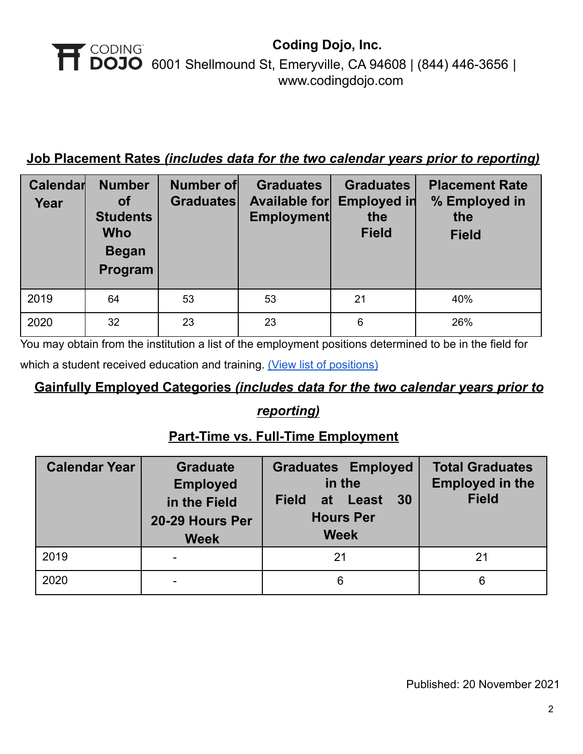**Coding Dojo, Inc.**
6001 Shellmound St, Emeryville, CA 94608 | (844) 446-3656 | www.codingdojo.com

**Job Placement Rates *(includes data for the two calendar years prior to reporting)***

| Calendar Year | Number of Students Who Began Program | Number of Graduates | Graduates Available for Employment | Graduates Employed in the Field | Placement Rate % Employed in the Field |
|---|---|---|---|---|---|
| 2019 | 64 | 53 | 53 | 21 | 40% |
| 2020 | 32 | 23 | 23 | 6 | 26% |

You may obtain from the institution a list of the employment positions determined to be in the field for which a student received education and training. (View list of positions)

**Gainfully Employed Categories *(includes data for the two calendar years prior to reporting)***

**Part-Time vs. Full-Time Employment**

| Calendar Year | Graduate Employed in the Field 20-29 Hours Per Week | Graduates Employed in the Field at Least 30 Hours Per Week | Total Graduates Employed in the Field |
|---|---|---|---|
| 2019 | - | 21 | 21 |
| 2020 | - | 6 | 6 |

Published: 20 November 2021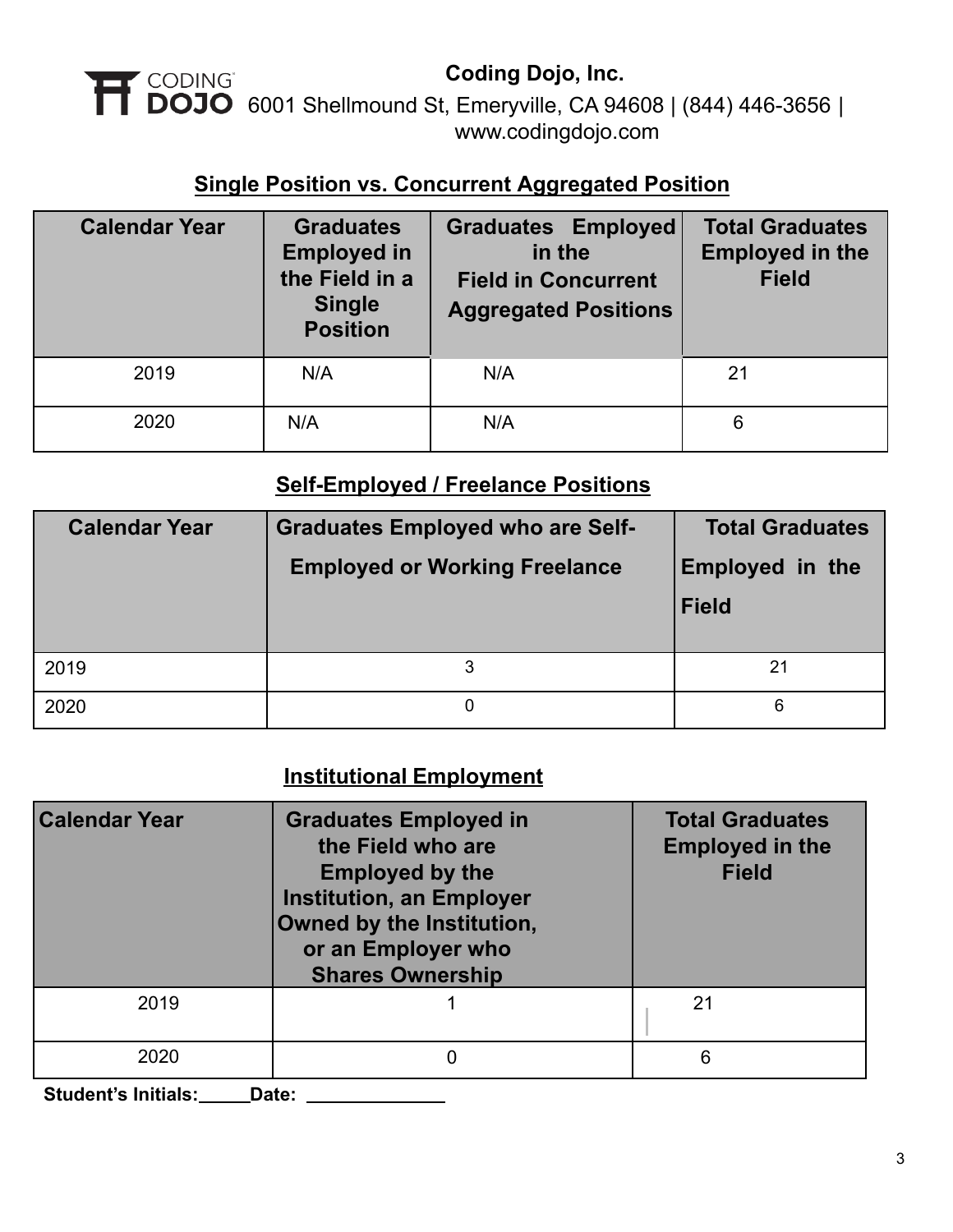**Coding Dojo, Inc.**
6001 Shellmound St, Emeryville, CA 94608 | (844) 446-3656 | www.codingdojo.com

## Single Position vs. Concurrent Aggregated Position

| Calendar Year | Graduates Employed in the Field in a Single Position | Graduates Employed in the Field in Concurrent Aggregated Positions | Total Graduates Employed in the Field |
|---|---|---|---|
| 2019 | N/A | N/A | 21 |
| 2020 | N/A | N/A | 6 |

## Self-Employed / Freelance Positions

| Calendar Year | Graduates Employed who are Self-Employed or Working Freelance | Total Graduates Employed in the Field |
|---|---|---|
| 2019 | 3 | 21 |
| 2020 | 0 | 6 |

## Institutional Employment

| Calendar Year | Graduates Employed in the Field who are Employed by the Institution, an Employer Owned by the Institution, or an Employer who Shares Ownership | Total Graduates Employed in the Field |
|---|---|---|
| 2019 | 1 | 21 |
| 2020 | 0 | 6 |

**Student's Initials:\_\_\_\_\_Date: \_\_\_\_\_\_\_\_\_\_\_\_\_\_**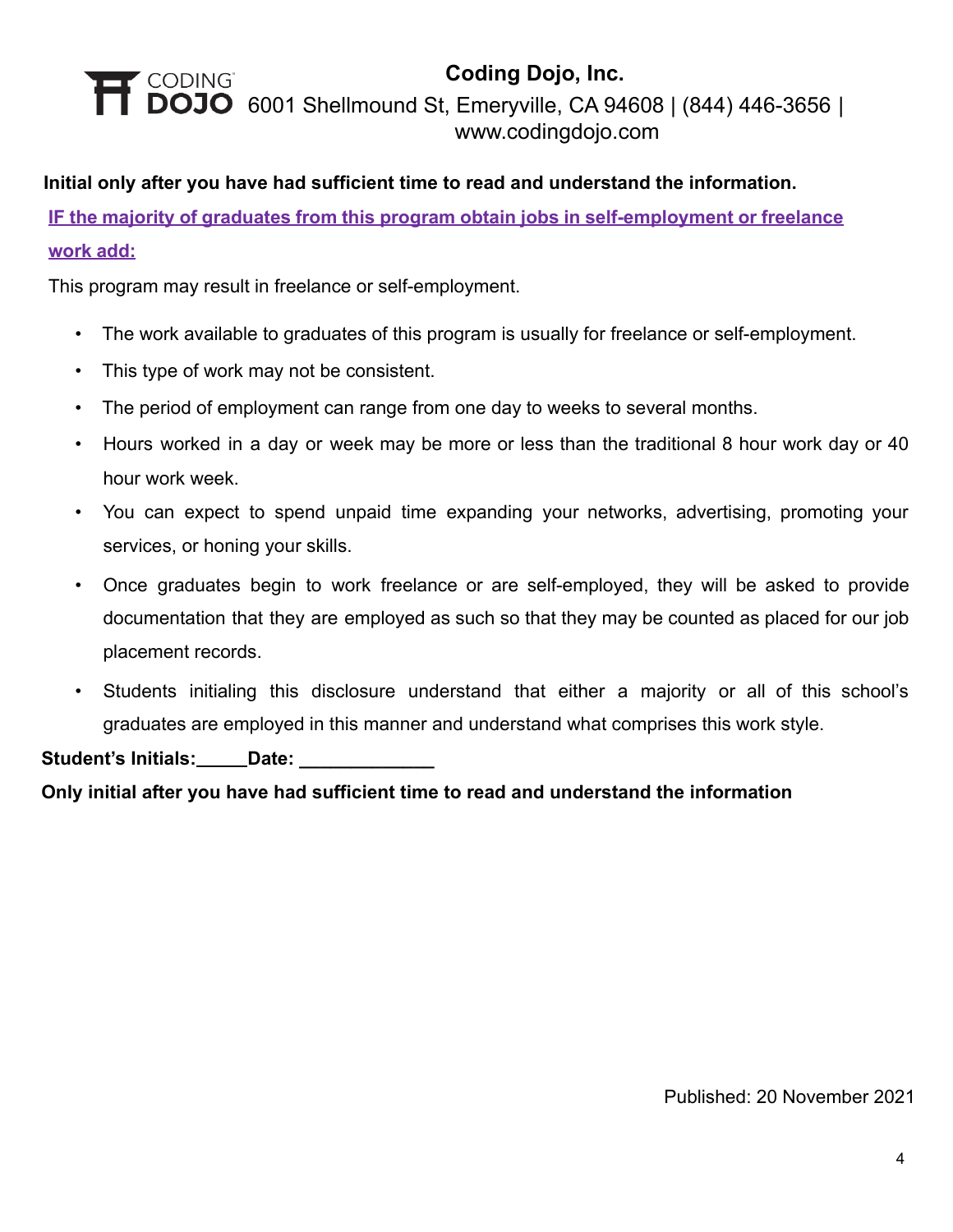**Coding Dojo, Inc.**
6001 Shellmound St, Emeryville, CA 94608 | (844) 446-3656 | www.codingdojo.com

**Initial only after you have had sufficient time to read and understand the information.**

**IF the majority of graduates from this program obtain jobs in self-employment or freelance work add:**

This program may result in freelance or self-employment.

- The work available to graduates of this program is usually for freelance or self-employment.
- This type of work may not be consistent.
- The period of employment can range from one day to weeks to several months.
- Hours worked in a day or week may be more or less than the traditional 8 hour work day or 40 hour work week.
- You can expect to spend unpaid time expanding your networks, advertising, promoting your services, or honing your skills.
- Once graduates begin to work freelance or are self-employed, they will be asked to provide documentation that they are employed as such so that they may be counted as placed for our job placement records.
- Students initialing this disclosure understand that either a majority or all of this school's graduates are employed in this manner and understand what comprises this work style.

**Student's Initials:_____Date: _____________**

**Only initial after you have had sufficient time to read and understand the information**

Published: 20 November 2021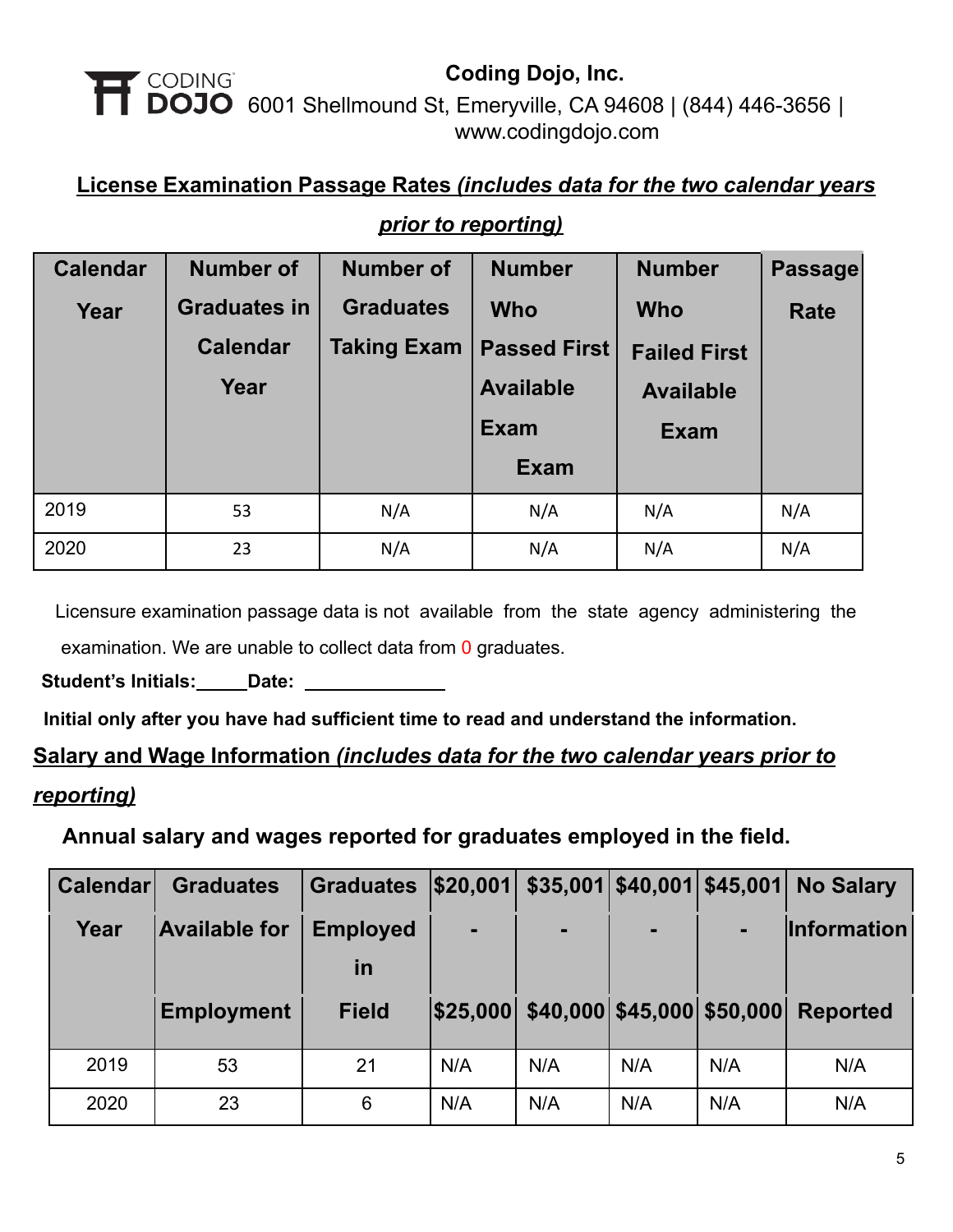**Coding Dojo, Inc.**
6001 Shellmound St, Emeryville, CA 94608 | (844) 446-3656 | www.codingdojo.com

## License Examination Passage Rates *(includes data for the two calendar years prior to reporting)*

| Calendar Year | Number of Graduates in Calendar Year | Number of Graduates Taking Exam | Number Who Passed First Available Exam Exam | Number Who Failed First Available Exam | Passage Rate |
|---|---|---|---|---|---|
| 2019 | 53 | N/A | N/A | N/A | N/A |
| 2020 | 23 | N/A | N/A | N/A | N/A |

Licensure examination passage data is not available from the state agency administering the examination. We are unable to collect data from 0 graduates.

**Student's Initials:\_\_\_\_\_Date: \_\_\_\_\_\_\_\_\_\_\_\_\_\_**

**Initial only after you have had sufficient time to read and understand the information.**

## Salary and Wage Information *(includes data for the two calendar years prior to reporting)*

**Annual salary and wages reported for graduates employed in the field.**

| Calendar Year | Graduates Available for Employment | Graduates Employed in Field | $20,001 - $25,000 | $35,001 - $40,000 | $40,001 - $45,000 | $45,001 - $50,000 | No Salary Information Reported |
|---|---|---|---|---|---|---|---|
| 2019 | 53 | 21 | N/A | N/A | N/A | N/A | N/A |
| 2020 | 23 | 6 | N/A | N/A | N/A | N/A | N/A |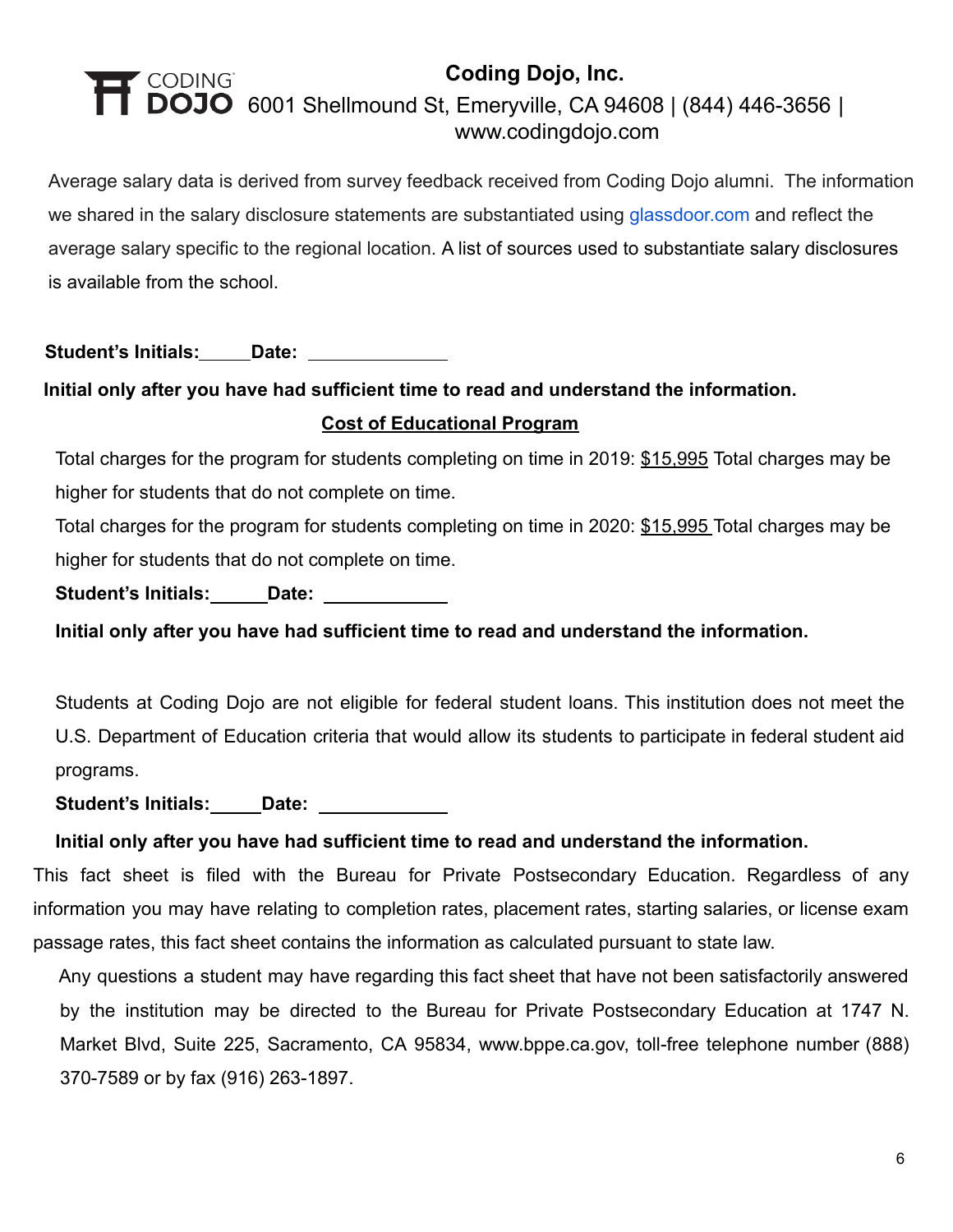**Coding Dojo, Inc.**
6001 Shellmound St, Emeryville, CA 94608 | (844) 446-3656 | www.codingdojo.com

Average salary data is derived from survey feedback received from Coding Dojo alumni. The information we shared in the salary disclosure statements are substantiated using glassdoor.com and reflect the average salary specific to the regional location. A list of sources used to substantiate salary disclosures is available from the school.

**Student's Initials:\_\_\_\_\_ Date: \_\_\_\_\_\_\_\_\_\_\_\_\_\_**

**Initial only after you have had sufficient time to read and understand the information.**

**Cost of Educational Program**

Total charges for the program for students completing on time in 2019: $15,995 Total charges may be higher for students that do not complete on time.

Total charges for the program for students completing on time in 2020: $15,995 Total charges may be higher for students that do not complete on time.

**Student's Initials:\_\_\_\_\_ Date: \_\_\_\_\_\_\_\_\_\_\_\_\_\_**

**Initial only after you have had sufficient time to read and understand the information.**

Students at Coding Dojo are not eligible for federal student loans. This institution does not meet the U.S. Department of Education criteria that would allow its students to participate in federal student aid programs.

**Student's Initials:\_\_\_\_\_ Date: \_\_\_\_\_\_\_\_\_\_\_\_\_\_**

**Initial only after you have had sufficient time to read and understand the information.**

This fact sheet is filed with the Bureau for Private Postsecondary Education. Regardless of any information you may have relating to completion rates, placement rates, starting salaries, or license exam passage rates, this fact sheet contains the information as calculated pursuant to state law.

Any questions a student may have regarding this fact sheet that have not been satisfactorily answered by the institution may be directed to the Bureau for Private Postsecondary Education at 1747 N. Market Blvd, Suite 225, Sacramento, CA 95834, www.bppe.ca.gov, toll-free telephone number (888) 370-7589 or by fax (916) 263-1897.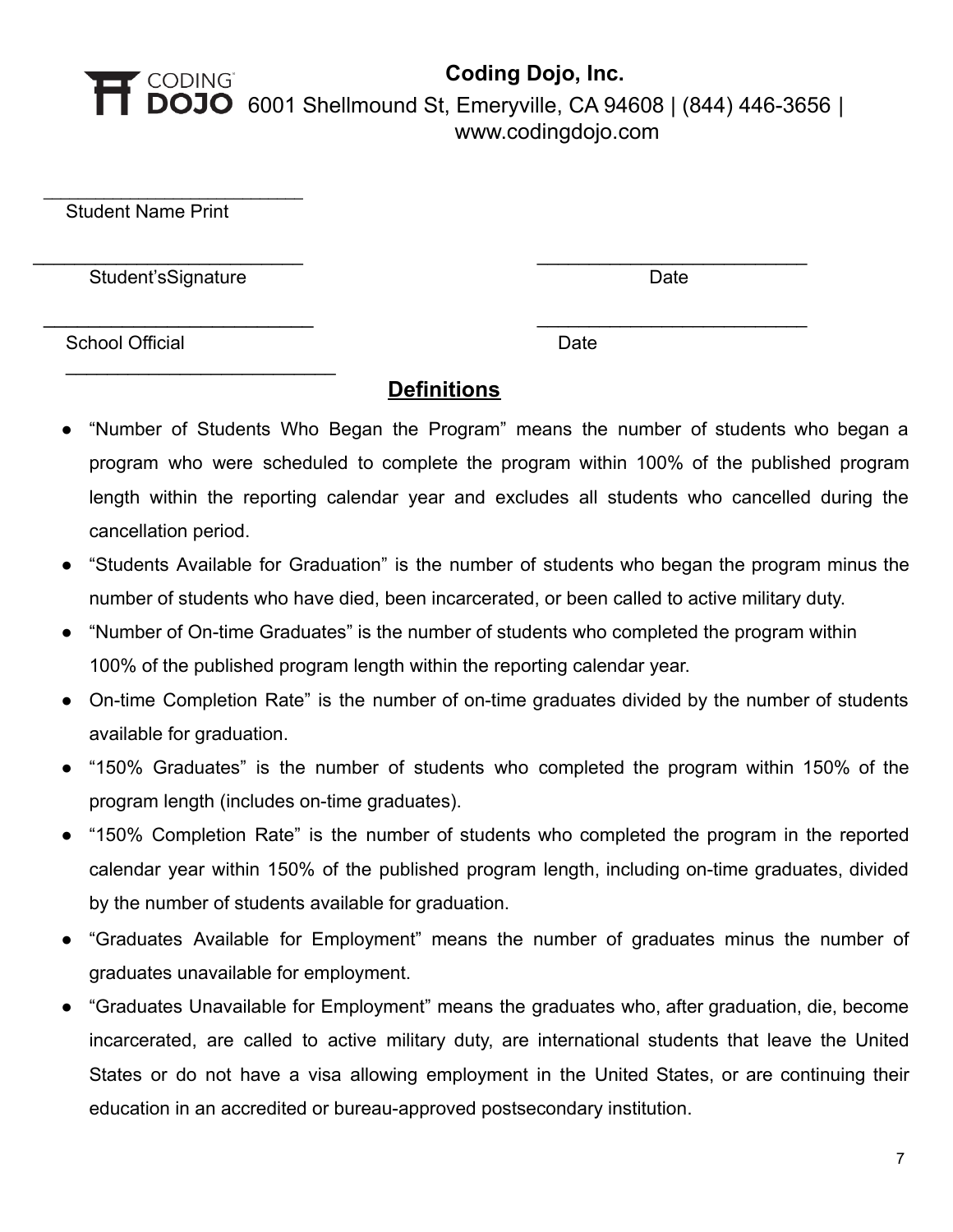**Coding Dojo, Inc.**
6001 Shellmound St, Emeryville, CA 94608 | (844) 446-3656 | www.codingdojo.com

\_\_\_\_\_\_\_\_\_\_\_\_\_\_\_\_\_\_\_\_\_\_\_\_\_\_
Student Name Print

\_\_\_\_\_\_\_\_\_\_\_\_\_\_\_\_\_\_\_\_\_\_\_\_\_\_ \_\_\_\_\_\_\_\_\_\_\_\_\_\_\_\_\_\_\_\_\_\_\_\_\_\_
Student'sSignature Date

\_\_\_\_\_\_\_\_\_\_\_\_\_\_\_\_\_\_\_\_\_\_\_\_\_\_ \_\_\_\_\_\_\_\_\_\_\_\_\_\_\_\_\_\_\_\_\_\_\_\_\_\_
School Official Date

\_\_\_\_\_\_\_\_\_\_\_\_\_\_\_\_\_\_\_\_\_\_\_\_\_\_

## Definitions

- "Number of Students Who Began the Program" means the number of students who began a program who were scheduled to complete the program within 100% of the published program length within the reporting calendar year and excludes all students who cancelled during the cancellation period.
- "Students Available for Graduation" is the number of students who began the program minus the number of students who have died, been incarcerated, or been called to active military duty.
- "Number of On-time Graduates" is the number of students who completed the program within 100% of the published program length within the reporting calendar year.
- On-time Completion Rate" is the number of on-time graduates divided by the number of students available for graduation.
- "150% Graduates" is the number of students who completed the program within 150% of the program length (includes on-time graduates).
- "150% Completion Rate" is the number of students who completed the program in the reported calendar year within 150% of the published program length, including on-time graduates, divided by the number of students available for graduation.
- "Graduates Available for Employment" means the number of graduates minus the number of graduates unavailable for employment.
- "Graduates Unavailable for Employment" means the graduates who, after graduation, die, become incarcerated, are called to active military duty, are international students that leave the United States or do not have a visa allowing employment in the United States, or are continuing their education in an accredited or bureau-approved postsecondary institution.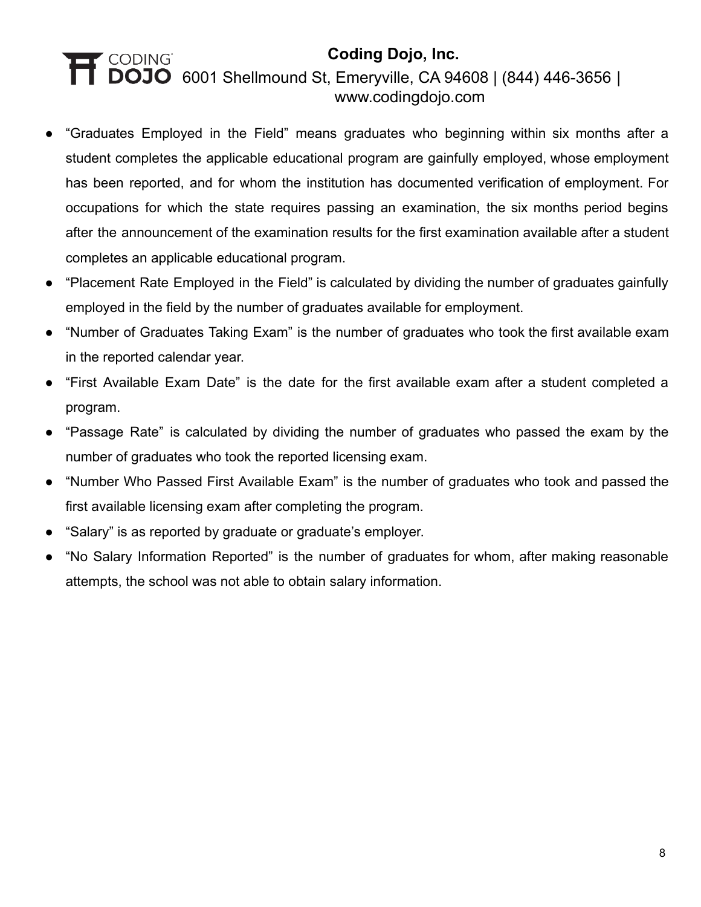- "Graduates Employed in the Field" means graduates who beginning within six months after a student completes the applicable educational program are gainfully employed, whose employment has been reported, and for whom the institution has documented verification of employment. For occupations for which the state requires passing an examination, the six months period begins after the announcement of the examination results for the first examination available after a student completes an applicable educational program.
- "Placement Rate Employed in the Field" is calculated by dividing the number of graduates gainfully employed in the field by the number of graduates available for employment.
- "Number of Graduates Taking Exam" is the number of graduates who took the first available exam in the reported calendar year.
- "First Available Exam Date" is the date for the first available exam after a student completed a program.
- "Passage Rate" is calculated by dividing the number of graduates who passed the exam by the number of graduates who took the reported licensing exam.
- "Number Who Passed First Available Exam" is the number of graduates who took and passed the first available licensing exam after completing the program.
- "Salary" is as reported by graduate or graduate's employer.
- "No Salary Information Reported" is the number of graduates for whom, after making reasonable attempts, the school was not able to obtain salary information.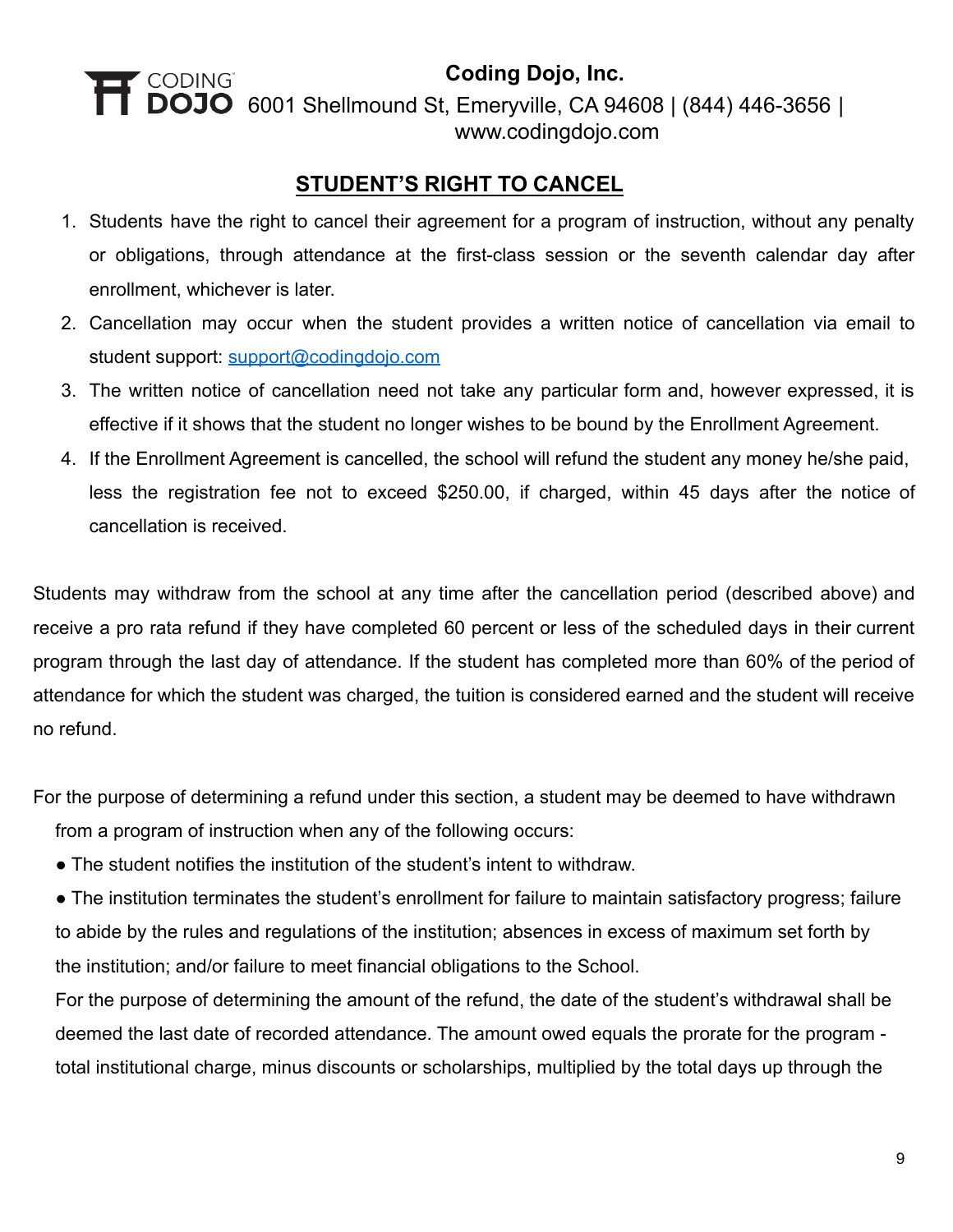**Coding Dojo, Inc.**
6001 Shellmound St, Emeryville, CA 94608 | (844) 446-3656 | www.codingdojo.com

## STUDENT'S RIGHT TO CANCEL

1. Students have the right to cancel their agreement for a program of instruction, without any penalty or obligations, through attendance at the first-class session or the seventh calendar day after enrollment, whichever is later.
2. Cancellation may occur when the student provides a written notice of cancellation via email to student support: support@codingdojo.com
3. The written notice of cancellation need not take any particular form and, however expressed, it is effective if it shows that the student no longer wishes to be bound by the Enrollment Agreement.
4. If the Enrollment Agreement is cancelled, the school will refund the student any money he/she paid, less the registration fee not to exceed $250.00, if charged, within 45 days after the notice of cancellation is received.

Students may withdraw from the school at any time after the cancellation period (described above) and receive a pro rata refund if they have completed 60 percent or less of the scheduled days in their current program through the last day of attendance. If the student has completed more than 60% of the period of attendance for which the student was charged, the tuition is considered earned and the student will receive no refund.

For the purpose of determining a refund under this section, a student may be deemed to have withdrawn from a program of instruction when any of the following occurs:

- The student notifies the institution of the student's intent to withdraw.
- The institution terminates the student's enrollment for failure to maintain satisfactory progress; failure to abide by the rules and regulations of the institution; absences in excess of maximum set forth by the institution; and/or failure to meet financial obligations to the School.

For the purpose of determining the amount of the refund, the date of the student's withdrawal shall be deemed the last date of recorded attendance. The amount owed equals the prorate for the program - total institutional charge, minus discounts or scholarships, multiplied by the total days up through the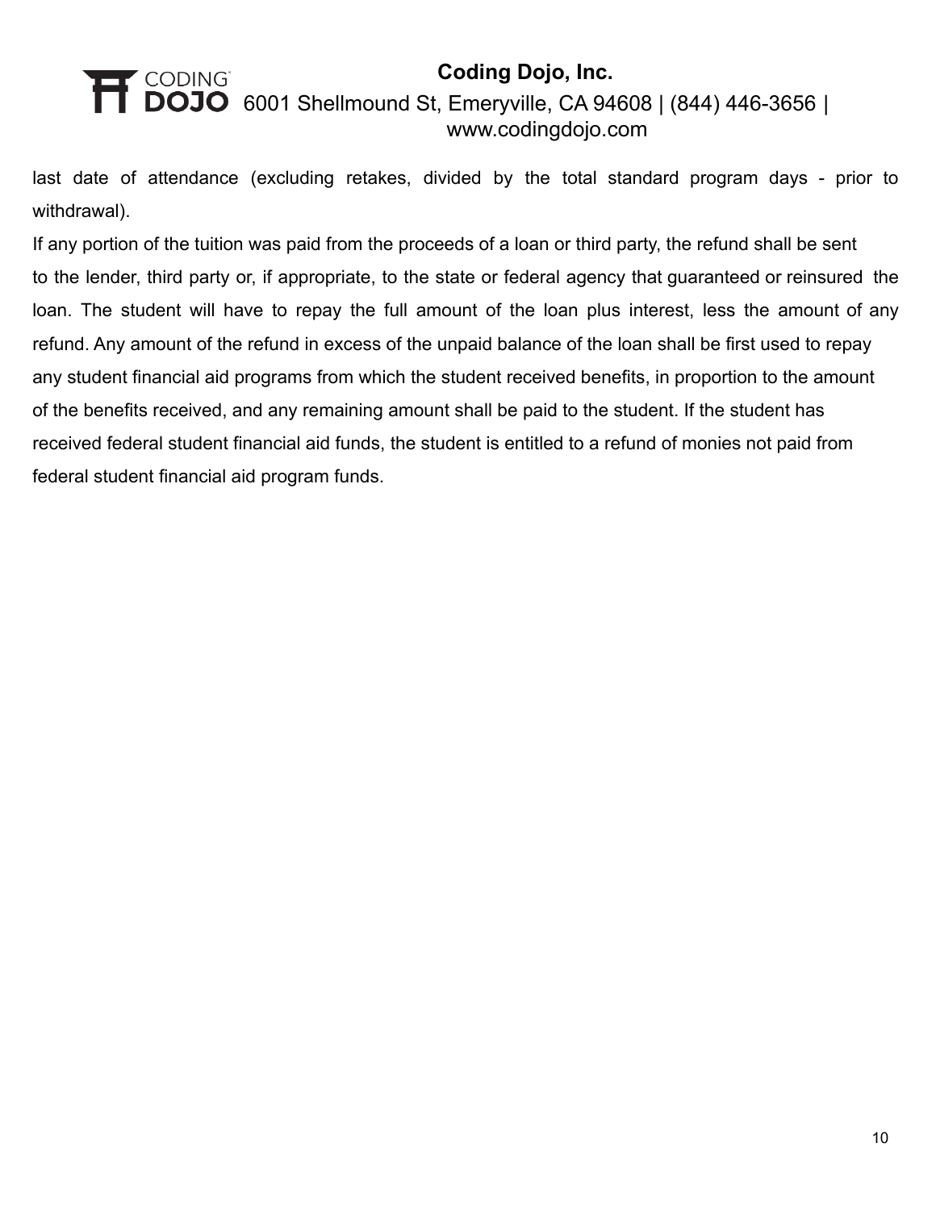last date of attendance (excluding retakes, divided by the total standard program days - prior to withdrawal).

If any portion of the tuition was paid from the proceeds of a loan or third party, the refund shall be sent to the lender, third party or, if appropriate, to the state or federal agency that guaranteed or reinsured the loan. The student will have to repay the full amount of the loan plus interest, less the amount of any refund. Any amount of the refund in excess of the unpaid balance of the loan shall be first used to repay any student financial aid programs from which the student received benefits, in proportion to the amount of the benefits received, and any remaining amount shall be paid to the student. If the student has received federal student financial aid funds, the student is entitled to a refund of monies not paid from federal student financial aid program funds.